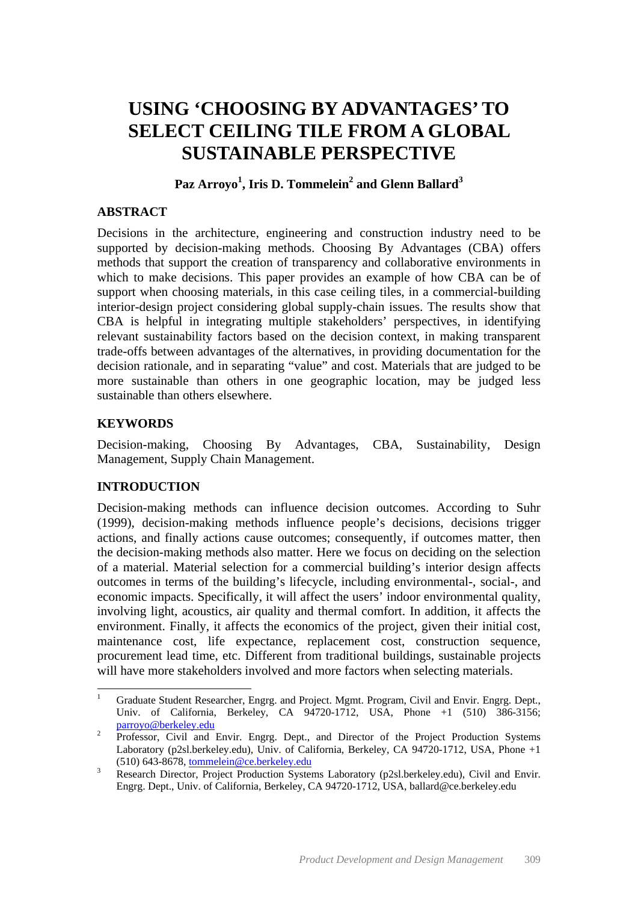# USING 'CHOOSING BY ADVANTAGES' TO SELECT CEILING TILE FROM A GLOBAL SUSTAINABLE PERSPECTIVE

**Paz Arroyo[1], Iris D. Tommelein[2] and Glenn Ballard[3]**

## ABSTRACT

Decisions in the architecture, engineering and construction industry need to be supported by decision-making methods. Choosing By Advantages (CBA) offers methods that support the creation of transparency and collaborative environments in which to make decisions. This paper provides an example of how CBA can be of support when choosing materials, in this case ceiling tiles, in a commercial-building interior-design project considering global supply-chain issues. The results show that CBA is helpful in integrating multiple stakeholders' perspectives, in identifying relevant sustainability factors based on the decision context, in making transparent trade-offs between advantages of the alternatives, in providing documentation for the decision rationale, and in separating "value" and cost. Materials that are judged to be more sustainable than others in one geographic location, may be judged less sustainable than others elsewhere.

## KEYWORDS

Decision-making, Choosing By Advantages, CBA, Sustainability, Design Management, Supply Chain Management.

## INTRODUCTION

Decision-making methods can influence decision outcomes. According to Suhr (1999), decision-making methods influence people's decisions, decisions trigger actions, and finally actions cause outcomes; consequently, if outcomes matter, then the decision-making methods also matter. Here we focus on deciding on the selection of a material. Material selection for a commercial building's interior design affects outcomes in terms of the building's lifecycle, including environmental-, social-, and economic impacts. Specifically, it will affect the users' indoor environmental quality, involving light, acoustics, air quality and thermal comfort. In addition, it affects the environment. Finally, it affects the economics of the project, given their initial cost, maintenance cost, life expectance, replacement cost, construction sequence, procurement lead time, etc. Different from traditional buildings, sustainable projects will have more stakeholders involved and more factors when selecting materials.

---

[1] Graduate Student Researcher, Engrg. and Project. Mgmt. Program, Civil and Envir. Engrg. Dept., Univ. of California, Berkeley, CA 94720-1712, USA, Phone +1 (510) 386-3156; parroyo@berkeley.edu

[2] Professor, Civil and Envir. Engrg. Dept., and Director of the Project Production Systems Laboratory (p2sl.berkeley.edu), Univ. of California, Berkeley, CA 94720-1712, USA, Phone +1 (510) 643-8678, tommelein@ce.berkeley.edu

[3] Research Director, Project Production Systems Laboratory (p2sl.berkeley.edu), Civil and Envir. Engrg. Dept., Univ. of California, Berkeley, CA 94720-1712, USA, ballard@ce.berkeley.edu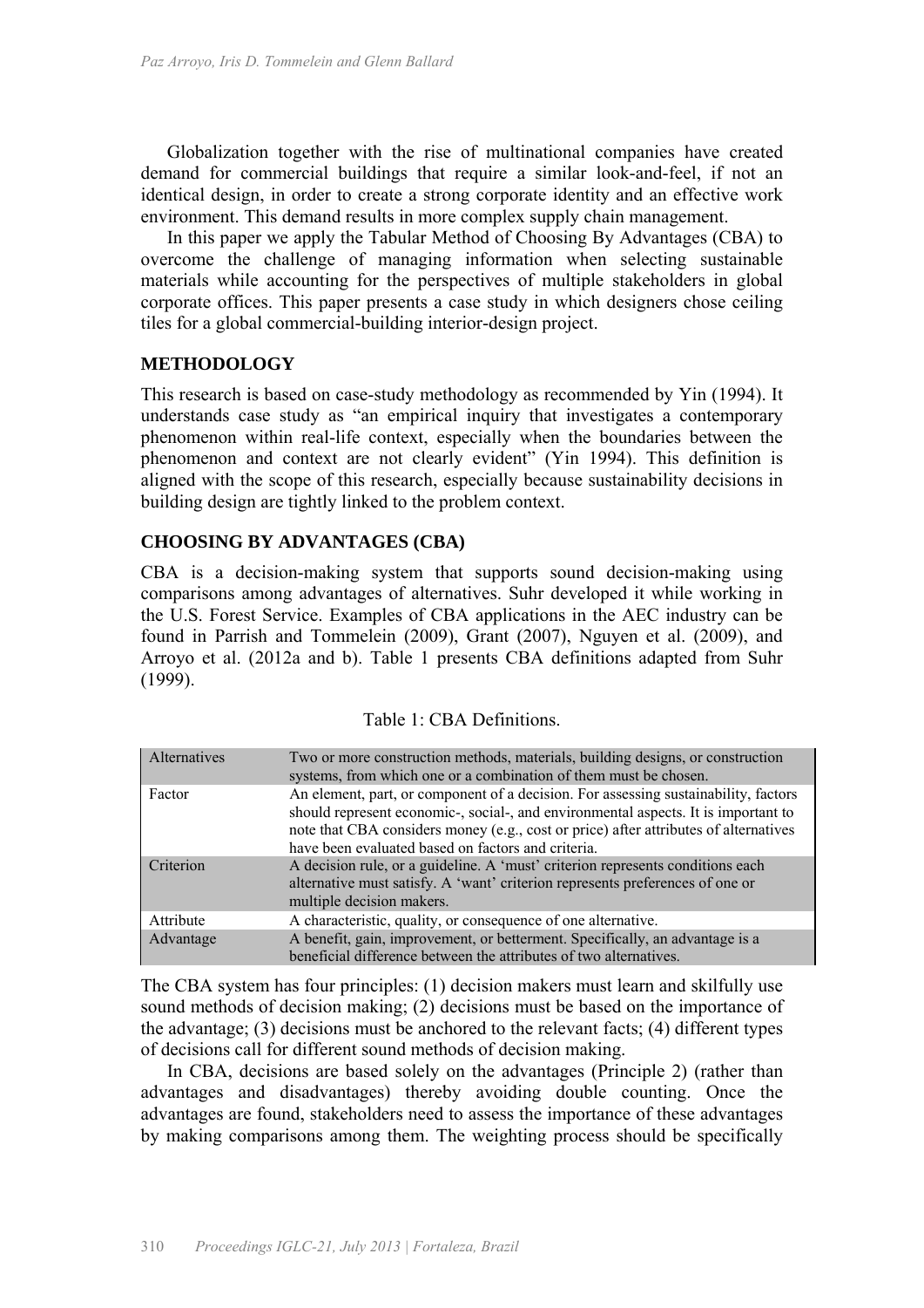Globalization together with the rise of multinational companies have created demand for commercial buildings that require a similar look-and-feel, if not an identical design, in order to create a strong corporate identity and an effective work environment. This demand results in more complex supply chain management.

In this paper we apply the Tabular Method of Choosing By Advantages (CBA) to overcome the challenge of managing information when selecting sustainable materials while accounting for the perspectives of multiple stakeholders in global corporate offices. This paper presents a case study in which designers chose ceiling tiles for a global commercial-building interior-design project.

## METHODOLOGY

This research is based on case-study methodology as recommended by Yin (1994). It understands case study as "an empirical inquiry that investigates a contemporary phenomenon within real-life context, especially when the boundaries between the phenomenon and context are not clearly evident" (Yin 1994). This definition is aligned with the scope of this research, especially because sustainability decisions in building design are tightly linked to the problem context.

## CHOOSING BY ADVANTAGES (CBA)

CBA is a decision-making system that supports sound decision-making using comparisons among advantages of alternatives. Suhr developed it while working in the U.S. Forest Service. Examples of CBA applications in the AEC industry can be found in Parrish and Tommelein (2009), Grant (2007), Nguyen et al. (2009), and Arroyo et al. (2012a and b). Table 1 presents CBA definitions adapted from Suhr (1999).

Table 1: CBA Definitions.

| Term | Definition |
|---|---|
| Alternatives | Two or more construction methods, materials, building designs, or construction systems, from which one or a combination of them must be chosen. |
| Factor | An element, part, or component of a decision. For assessing sustainability, factors should represent economic-, social-, and environmental aspects. It is important to note that CBA considers money (e.g., cost or price) after attributes of alternatives have been evaluated based on factors and criteria. |
| Criterion | A decision rule, or a guideline. A 'must' criterion represents conditions each alternative must satisfy. A 'want' criterion represents preferences of one or multiple decision makers. |
| Attribute | A characteristic, quality, or consequence of one alternative. |
| Advantage | A benefit, gain, improvement, or betterment. Specifically, an advantage is a beneficial difference between the attributes of two alternatives. |

The CBA system has four principles: (1) decision makers must learn and skilfully use sound methods of decision making; (2) decisions must be based on the importance of the advantage; (3) decisions must be anchored to the relevant facts; (4) different types of decisions call for different sound methods of decision making.

In CBA, decisions are based solely on the advantages (Principle 2) (rather than advantages and disadvantages) thereby avoiding double counting. Once the advantages are found, stakeholders need to assess the importance of these advantages by making comparisons among them. The weighting process should be specifically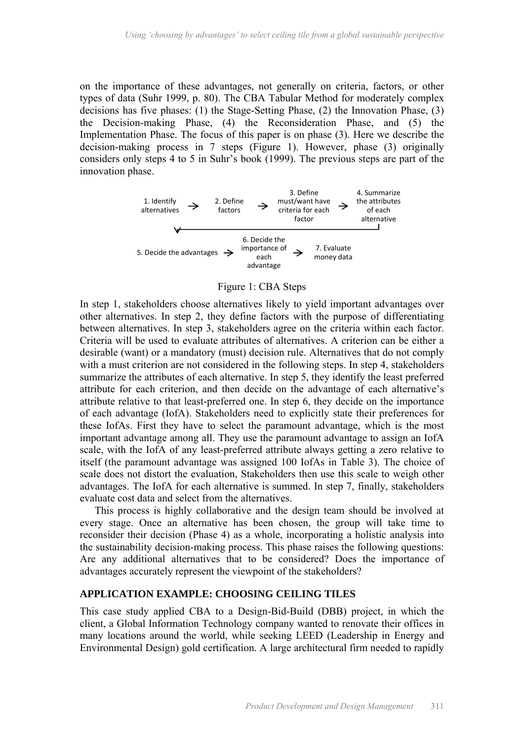on the importance of these advantages, not generally on criteria, factors, or other types of data (Suhr 1999, p. 80). The CBA Tabular Method for moderately complex decisions has five phases: (1) the Stage-Setting Phase, (2) the Innovation Phase, (3) the Decision-making Phase, (4) the Reconsideration Phase, and (5) the Implementation Phase. The focus of this paper is on phase (3). Here we describe the decision-making process in 7 steps (Figure 1). However, phase (3) originally considers only steps 4 to 5 in Suhr's book (1999). The previous steps are part of the innovation phase.

1. Identify alternatives → 2. Define factors → 3. Define must/want have criteria for each factor → 4. Summarize the attributes of each alternative

5. Decide the advantages → 6. Decide the importance of each advantage → 7. Evaluate money data

Figure 1: CBA Steps

In step 1, stakeholders choose alternatives likely to yield important advantages over other alternatives. In step 2, they define factors with the purpose of differentiating between alternatives. In step 3, stakeholders agree on the criteria within each factor. Criteria will be used to evaluate attributes of alternatives. A criterion can be either a desirable (want) or a mandatory (must) decision rule. Alternatives that do not comply with a must criterion are not considered in the following steps. In step 4, stakeholders summarize the attributes of each alternative. In step 5, they identify the least preferred attribute for each criterion, and then decide on the advantage of each alternative's attribute relative to that least-preferred one. In step 6, they decide on the importance of each advantage (IofA). Stakeholders need to explicitly state their preferences for these IofAs. First they have to select the paramount advantage, which is the most important advantage among all. They use the paramount advantage to assign an IofA scale, with the IofA of any least-preferred attribute always getting a zero relative to itself (the paramount advantage was assigned 100 IofAs in Table 3). The choice of scale does not distort the evaluation, Stakeholders then use this scale to weigh other advantages. The IofA for each alternative is summed. In step 7, finally, stakeholders evaluate cost data and select from the alternatives.

This process is highly collaborative and the design team should be involved at every stage. Once an alternative has been chosen, the group will take time to reconsider their decision (Phase 4) as a whole, incorporating a holistic analysis into the sustainability decision-making process. This phase raises the following questions: Are any additional alternatives that to be considered? Does the importance of advantages accurately represent the viewpoint of the stakeholders?

## APPLICATION EXAMPLE: CHOOSING CEILING TILES

This case study applied CBA to a Design-Bid-Build (DBB) project, in which the client, a Global Information Technology company wanted to renovate their offices in many locations around the world, while seeking LEED (Leadership in Energy and Environmental Design) gold certification. A large architectural firm needed to rapidly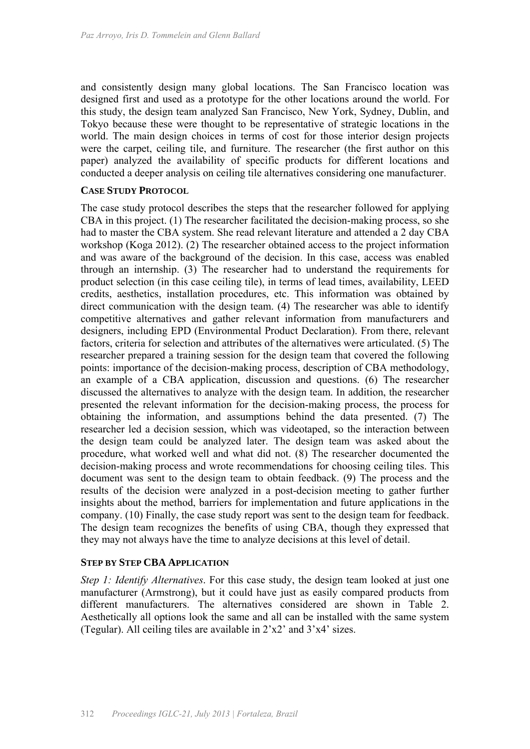and consistently design many global locations. The San Francisco location was designed first and used as a prototype for the other locations around the world. For this study, the design team analyzed San Francisco, New York, Sydney, Dublin, and Tokyo because these were thought to be representative of strategic locations in the world. The main design choices in terms of cost for those interior design projects were the carpet, ceiling tile, and furniture. The researcher (the first author on this paper) analyzed the availability of specific products for different locations and conducted a deeper analysis on ceiling tile alternatives considering one manufacturer.

### CASE STUDY PROTOCOL

The case study protocol describes the steps that the researcher followed for applying CBA in this project. (1) The researcher facilitated the decision-making process, so she had to master the CBA system. She read relevant literature and attended a 2 day CBA workshop (Koga 2012). (2) The researcher obtained access to the project information and was aware of the background of the decision. In this case, access was enabled through an internship. (3) The researcher had to understand the requirements for product selection (in this case ceiling tile), in terms of lead times, availability, LEED credits, aesthetics, installation procedures, etc. This information was obtained by direct communication with the design team. (4) The researcher was able to identify competitive alternatives and gather relevant information from manufacturers and designers, including EPD (Environmental Product Declaration). From there, relevant factors, criteria for selection and attributes of the alternatives were articulated. (5) The researcher prepared a training session for the design team that covered the following points: importance of the decision-making process, description of CBA methodology, an example of a CBA application, discussion and questions. (6) The researcher discussed the alternatives to analyze with the design team. In addition, the researcher presented the relevant information for the decision-making process, the process for obtaining the information, and assumptions behind the data presented. (7) The researcher led a decision session, which was videotaped, so the interaction between the design team could be analyzed later. The design team was asked about the procedure, what worked well and what did not. (8) The researcher documented the decision-making process and wrote recommendations for choosing ceiling tiles. This document was sent to the design team to obtain feedback. (9) The process and the results of the decision were analyzed in a post-decision meeting to gather further insights about the method, barriers for implementation and future applications in the company. (10) Finally, the case study report was sent to the design team for feedback. The design team recognizes the benefits of using CBA, though they expressed that they may not always have the time to analyze decisions at this level of detail.

### STEP BY STEP CBA APPLICATION

*Step 1: Identify Alternatives*. For this case study, the design team looked at just one manufacturer (Armstrong), but it could have just as easily compared products from different manufacturers. The alternatives considered are shown in Table 2. Aesthetically all options look the same and all can be installed with the same system (Tegular). All ceiling tiles are available in 2'x2' and 3'x4' sizes.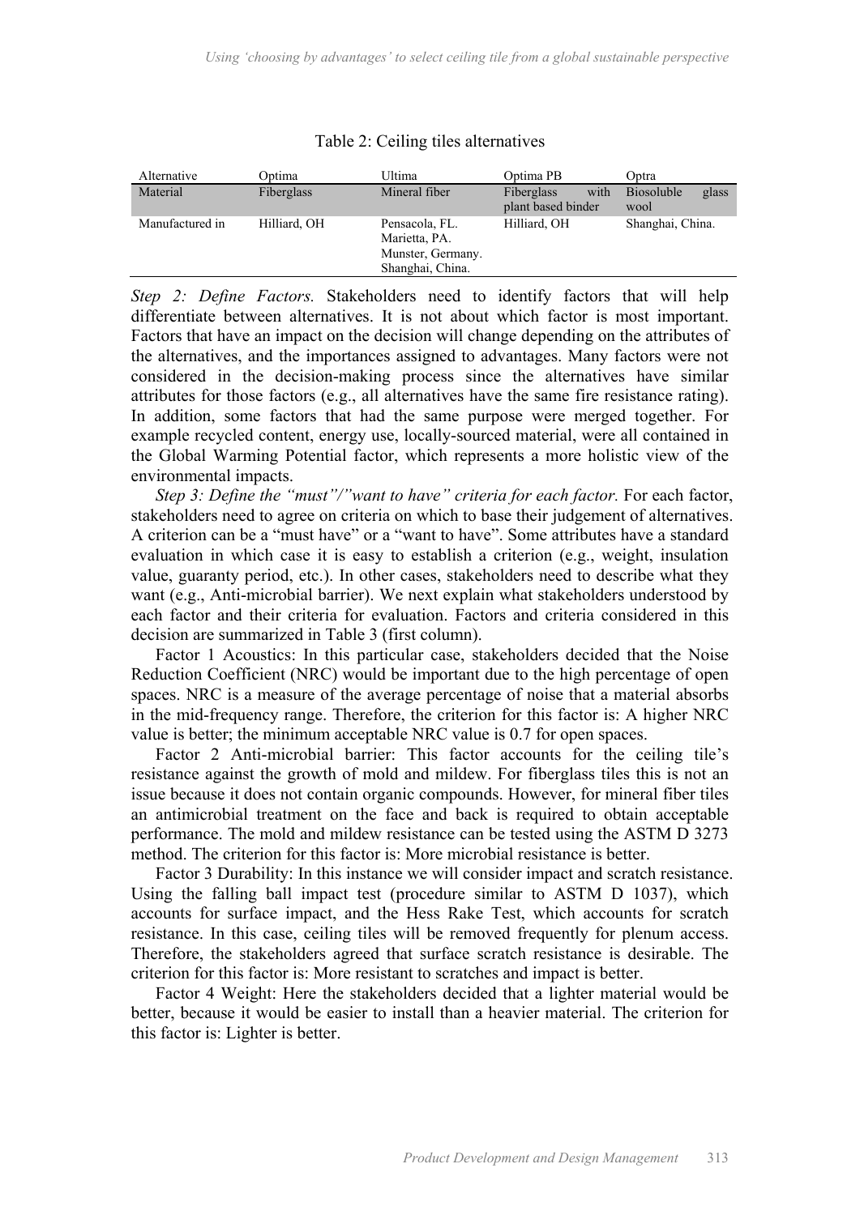Table 2: Ceiling tiles alternatives

| Alternative | Optima | Ultima | Optima PB | Optra |
|---|---|---|---|---|
| Material | Fiberglass | Mineral fiber | Fiberglass with plant based binder | Biosoluble glass wool |
| Manufactured in | Hilliard, OH | Pensacola, FL. Marietta, PA. Munster, Germany. Shanghai, China. | Hilliard, OH | Shanghai, China. |

*Step 2: Define Factors.* Stakeholders need to identify factors that will help differentiate between alternatives. It is not about which factor is most important. Factors that have an impact on the decision will change depending on the attributes of the alternatives, and the importances assigned to advantages. Many factors were not considered in the decision-making process since the alternatives have similar attributes for those factors (e.g., all alternatives have the same fire resistance rating). In addition, some factors that had the same purpose were merged together. For example recycled content, energy use, locally-sourced material, were all contained in the Global Warming Potential factor, which represents a more holistic view of the environmental impacts.

*Step 3: Define the "must"/"want to have" criteria for each factor.* For each factor, stakeholders need to agree on criteria on which to base their judgement of alternatives. A criterion can be a "must have" or a "want to have". Some attributes have a standard evaluation in which case it is easy to establish a criterion (e.g., weight, insulation value, guaranty period, etc.). In other cases, stakeholders need to describe what they want (e.g., Anti-microbial barrier). We next explain what stakeholders understood by each factor and their criteria for evaluation. Factors and criteria considered in this decision are summarized in Table 3 (first column).

Factor 1 Acoustics: In this particular case, stakeholders decided that the Noise Reduction Coefficient (NRC) would be important due to the high percentage of open spaces. NRC is a measure of the average percentage of noise that a material absorbs in the mid-frequency range. Therefore, the criterion for this factor is: A higher NRC value is better; the minimum acceptable NRC value is 0.7 for open spaces.

Factor 2 Anti-microbial barrier: This factor accounts for the ceiling tile's resistance against the growth of mold and mildew. For fiberglass tiles this is not an issue because it does not contain organic compounds. However, for mineral fiber tiles an antimicrobial treatment on the face and back is required to obtain acceptable performance. The mold and mildew resistance can be tested using the ASTM D 3273 method. The criterion for this factor is: More microbial resistance is better.

Factor 3 Durability: In this instance we will consider impact and scratch resistance. Using the falling ball impact test (procedure similar to ASTM D 1037), which accounts for surface impact, and the Hess Rake Test, which accounts for scratch resistance. In this case, ceiling tiles will be removed frequently for plenum access. Therefore, the stakeholders agreed that surface scratch resistance is desirable. The criterion for this factor is: More resistant to scratches and impact is better.

Factor 4 Weight: Here the stakeholders decided that a lighter material would be better, because it would be easier to install than a heavier material. The criterion for this factor is: Lighter is better.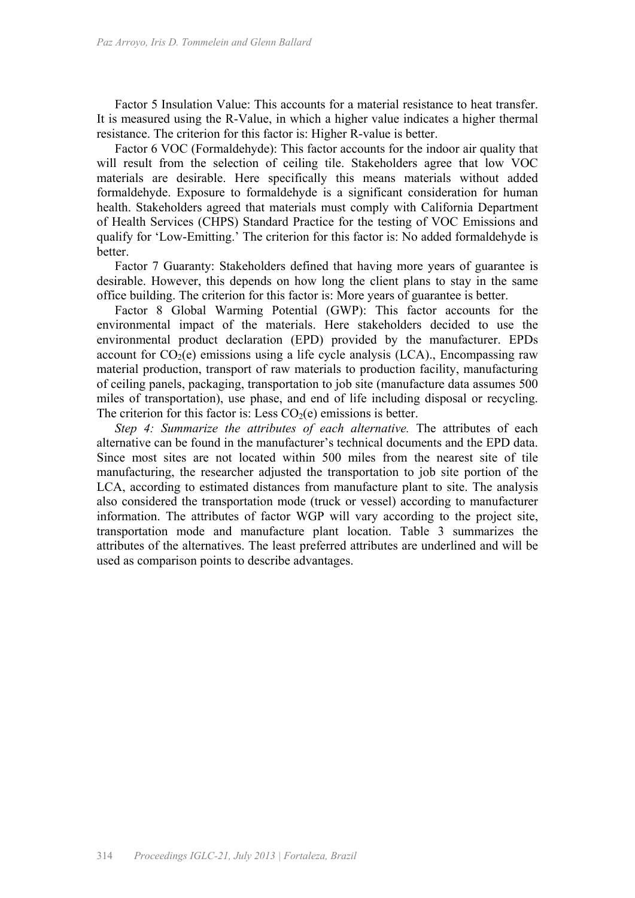Factor 5 Insulation Value: This accounts for a material resistance to heat transfer. It is measured using the R-Value, in which a higher value indicates a higher thermal resistance. The criterion for this factor is: Higher R-value is better.

Factor 6 VOC (Formaldehyde): This factor accounts for the indoor air quality that will result from the selection of ceiling tile. Stakeholders agree that low VOC materials are desirable. Here specifically this means materials without added formaldehyde. Exposure to formaldehyde is a significant consideration for human health. Stakeholders agreed that materials must comply with California Department of Health Services (CHPS) Standard Practice for the testing of VOC Emissions and qualify for 'Low-Emitting.' The criterion for this factor is: No added formaldehyde is better.

Factor 7 Guaranty: Stakeholders defined that having more years of guarantee is desirable. However, this depends on how long the client plans to stay in the same office building. The criterion for this factor is: More years of guarantee is better.

Factor 8 Global Warming Potential (GWP): This factor accounts for the environmental impact of the materials. Here stakeholders decided to use the environmental product declaration (EPD) provided by the manufacturer. EPDs account for $CO_2$(e) emissions using a life cycle analysis (LCA)., Encompassing raw material production, transport of raw materials to production facility, manufacturing of ceiling panels, packaging, transportation to job site (manufacture data assumes 500 miles of transportation), use phase, and end of life including disposal or recycling. The criterion for this factor is: Less $CO_2$(e) emissions is better.

*Step 4: Summarize the attributes of each alternative.* The attributes of each alternative can be found in the manufacturer's technical documents and the EPD data. Since most sites are not located within 500 miles from the nearest site of tile manufacturing, the researcher adjusted the transportation to job site portion of the LCA, according to estimated distances from manufacture plant to site. The analysis also considered the transportation mode (truck or vessel) according to manufacturer information. The attributes of factor WGP will vary according to the project site, transportation mode and manufacture plant location. Table 3 summarizes the attributes of the alternatives. The least preferred attributes are underlined and will be used as comparison points to describe advantages.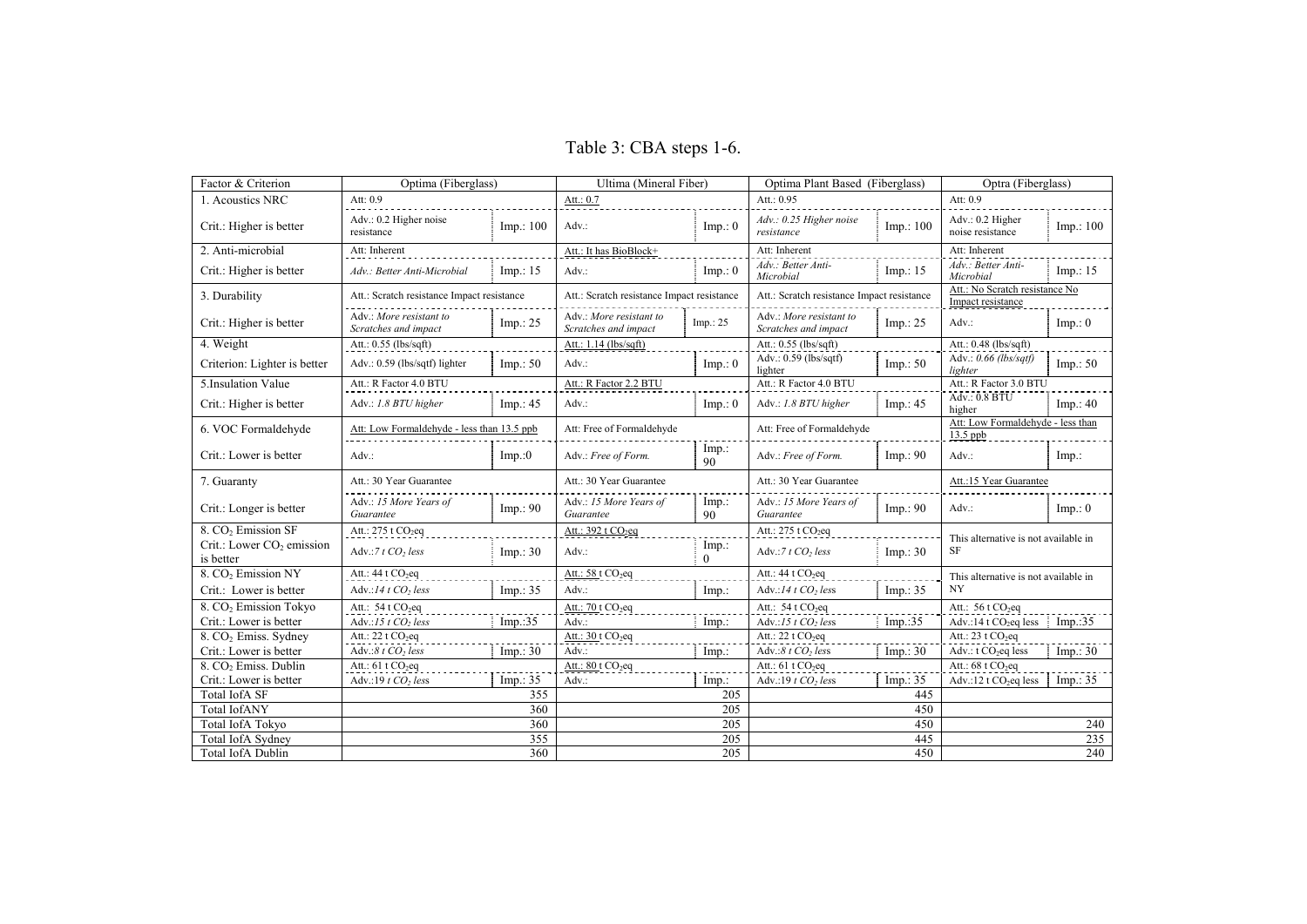# Table 3: CBA steps 1-6.

| Factor & Criterion | Optima (Fiberglass) | | Ultima (Mineral Fiber) | | Optima Plant Based (Fiberglass) | | Optra (Fiberglass) | |
|---|---|---|---|---|---|---|---|---|
| 1. Acoustics NRC | Att: 0.9 | | Att.: 0.7 | | Att.: 0.95 | | Att: 0.9 | |
| Crit.: Higher is better | Adv.: 0.2 Higher noise resistance | Imp.: 100 | Adv.: | Imp.: 0 | *Adv.: 0.25 Higher noise resistance* | Imp.: 100 | Adv.: 0.2 Higher noise resistance | Imp.: 100 |
| 2. Anti-microbial | Att: Inherent | | Att.: It has BioBlock+ | | Att: Inherent | | Att: Inherent | |
| Crit.: Higher is better | *Adv.: Better Anti-Microbial* | Imp.: 15 | Adv.: | Imp.: 0 | *Adv.: Better Anti-Microbial* | Imp.: 15 | *Adv.: Better Anti-Microbial* | Imp.: 15 |
| 3. Durability | Att.: Scratch resistance Impact resistance | | Att.: Scratch resistance Impact resistance | | Att.: Scratch resistance Impact resistance | | Att.: No Scratch resistance No Impact resistance | |
| Crit.: Higher is better | *Adv.: More resistant to Scratches and impact* | Imp.: 25 | *Adv.: More resistant to Scratches and impact* | Imp.: 25 | *Adv.: More resistant to Scratches and impact* | Imp.: 25 | Adv.: | Imp.: 0 |
| 4. Weight | Att.: 0.55 (lbs/sqft) | | Att.: 1.14 (lbs/sqft) | | Att.: 0.55 (lbs/sqft) | | Att.: 0.48 (lbs/sqft) | |
| Criterion: Lighter is better | Adv.: 0.59 (lbs/sqtf) lighter | Imp.: 50 | Adv.: | Imp.: 0 | Adv.: 0.59 (lbs/sqtf) lighter | Imp.: 50 | *Adv.: 0.66 (lbs/sqtf) lighter* | Imp.: 50 |
| 5.Insulation Value | Att.: R Factor 4.0 BTU | | Att.: R Factor 2.2 BTU | | Att.: R Factor 4.0 BTU | | Att.: R Factor 3.0 BTU | |
| Crit.: Higher is better | Adv.: *1.8 BTU higher* | Imp.: 45 | Adv.: | Imp.: 0 | Adv.: *1.8 BTU higher* | Imp.: 45 | Adv.: 0.8 BTU higher | Imp.: 40 |
| 6. VOC Formaldehyde | Att: Low Formaldehyde - less than 13.5 ppb | | Att: Free of Formaldehyde | | Att: Free of Formaldehyde | | Att: Low Formaldehyde - less than 13.5 ppb | |
| Crit.: Lower is better | Adv.: | Imp.:0 | Adv.: *Free of Form.* | Imp.: 90 | Adv.: *Free of Form.* | Imp.: 90 | Adv.: | Imp.: |
| 7. Guaranty | Att.: 30 Year Guarantee | | Att.: 30 Year Guarantee | | Att.: 30 Year Guarantee | | Att.:15 Year Guarantee | |
| Crit.: Longer is better | Adv.: *15 More Years of Guarantee* | Imp.: 90 | Adv.: *15 More Years of Guarantee* | Imp.: 90 | Adv.: *15 More Years of Guarantee* | Imp.: 90 | Adv.: | Imp.: 0 |
| 8. $CO_2$ Emission SF | Att.: 275 t $CO_2$eq | | Att.: 392 t $CO_2$eq | | Att.: 275 t $CO_2$eq | | This alternative is not available in SF | |
| Crit.: Lower $CO_2$ emission is better | Adv.:*7 t $CO_2$ less* | Imp.: 30 | Adv.: | Imp.: 0 | Adv.:*7 t $CO_2$ less* | Imp.: 30 | | |
| 8. $CO_2$ Emission NY | Att.: 44 t $CO_2$eq | | Att.: 58 t $CO_2$eq | | Att.: 44 t $CO_2$eq | | This alternative is not available in NY | |
| Crit.: Lower is better | Adv.:*14 t $CO_2$ less* | Imp.: 35 | Adv.: | Imp.: | Adv.:*14 t $CO_2$ less* | Imp.: 35 | | |
| 8. $CO_2$ Emission Tokyo | Att.: 54 t $CO_2$eq | | Att.: 70 t $CO_2$eq | | Att.: 54 t $CO_2$eq | | Att.: 56 t $CO_2$eq | |
| Crit.: Lower is better | Adv.:*15 t $CO_2$ less* | Imp.:35 | Adv.: | Imp.: | Adv.:*15 t $CO_2$ less* | Imp.:35 | Adv.:14 t $CO_2$eq less | Imp.:35 |
| 8. $CO_2$ Emiss. Sydney | Att.: 22 t $CO_2$eq | | Att.: 30 t $CO_2$eq | | Att.: 22 t $CO_2$eq | | Att.: 23 t $CO_2$eq | |
| Crit.: Lower is better | Adv.:*8 t $CO_2$ less* | Imp.: 30 | Adv.: | Imp.: | Adv.:*8 t $CO_2$ less* | Imp.: 30 | Adv.: t $CO_2$eq less | Imp.: 30 |
| 8. $CO_2$ Emiss. Dublin | Att.: 61 t $CO_2$eq | | Att.: 80 t $CO_2$eq | | Att.: 61 t $CO_2$eq | | Att.: 68 t $CO_2$eq | |
| Crit.: Lower is better | Adv.:19 *t $CO_2$ less* | Imp.: 35 | Adv.: | Imp.: | Adv.:19 *t $CO_2$ less* | Imp.: 35 | Adv.:12 t $CO_2$eq less | Imp.: 35 |
| Total IofA SF | | 355 | | 205 | | 445 | | |
| Total IofANY | | 360 | | 205 | | 450 | | |
| Total IofA Tokyo | | 360 | | 205 | | 450 | | 240 |
| Total IofA Sydney | | 355 | | 205 | | 445 | | 235 |
| Total IofA Dublin | | 360 | | 205 | | 450 | | 240 |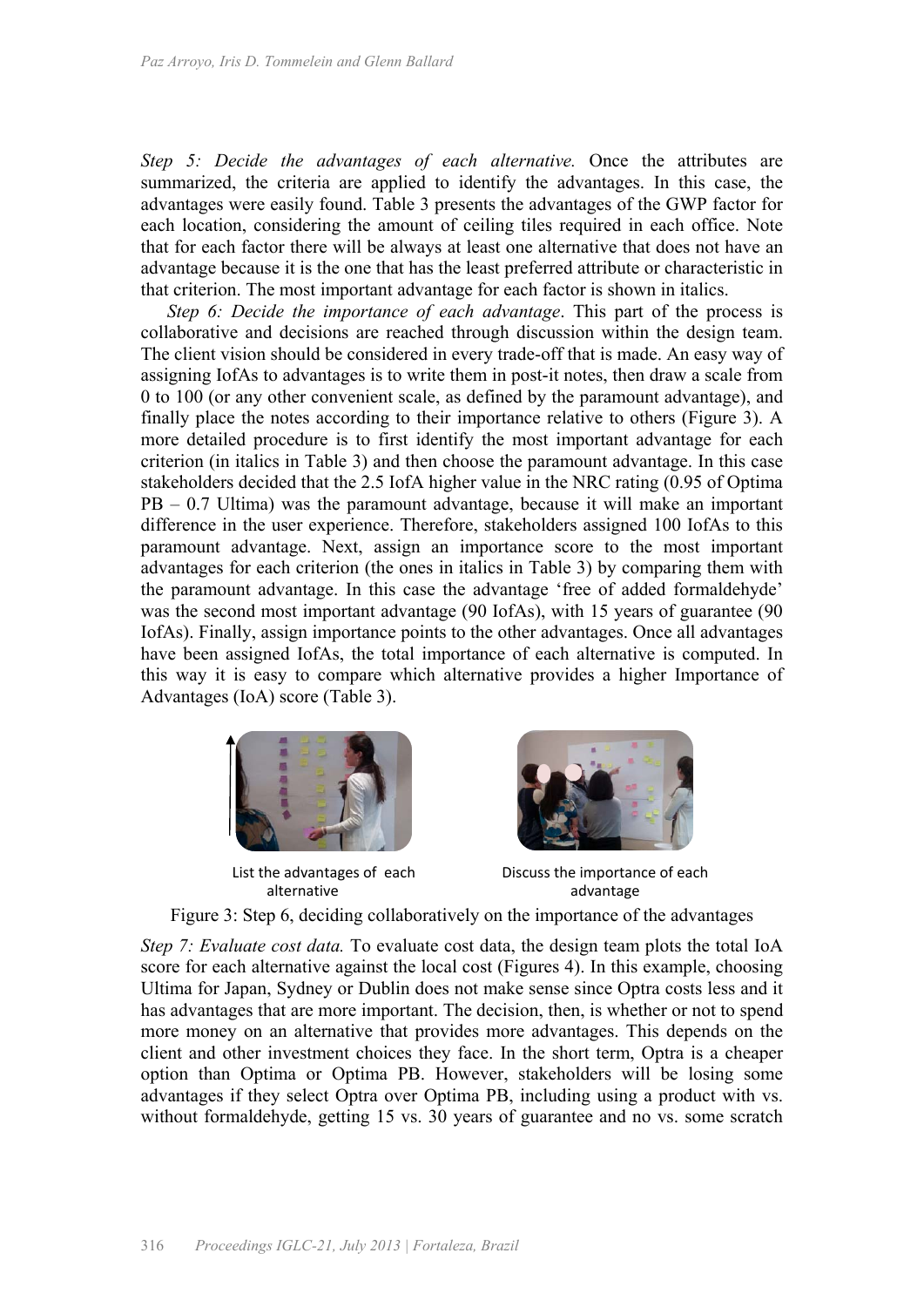*Step 5: Decide the advantages of each alternative.* Once the attributes are summarized, the criteria are applied to identify the advantages. In this case, the advantages were easily found. Table 3 presents the advantages of the GWP factor for each location, considering the amount of ceiling tiles required in each office. Note that for each factor there will be always at least one alternative that does not have an advantage because it is the one that has the least preferred attribute or characteristic in that criterion. The most important advantage for each factor is shown in italics.

*Step 6: Decide the importance of each advantage*. This part of the process is collaborative and decisions are reached through discussion within the design team. The client vision should be considered in every trade-off that is made. An easy way of assigning IofAs to advantages is to write them in post-it notes, then draw a scale from 0 to 100 (or any other convenient scale, as defined by the paramount advantage), and finally place the notes according to their importance relative to others (Figure 3). A more detailed procedure is to first identify the most important advantage for each criterion (in italics in Table 3) and then choose the paramount advantage. In this case stakeholders decided that the 2.5 IofA higher value in the NRC rating (0.95 of Optima PB – 0.7 Ultima) was the paramount advantage, because it will make an important difference in the user experience. Therefore, stakeholders assigned 100 IofAs to this paramount advantage. Next, assign an importance score to the most important advantages for each criterion (the ones in italics in Table 3) by comparing them with the paramount advantage. In this case the advantage 'free of added formaldehyde' was the second most important advantage (90 IofAs), with 15 years of guarantee (90 IofAs). Finally, assign importance points to the other advantages. Once all advantages have been assigned IofAs, the total importance of each alternative is computed. In this way it is easy to compare which alternative provides a higher Importance of Advantages (IoA) score (Table 3).

List the advantages of each alternative

Discuss the importance of each advantage

Figure 3: Step 6, deciding collaboratively on the importance of the advantages

*Step 7: Evaluate cost data.* To evaluate cost data, the design team plots the total IoA score for each alternative against the local cost (Figures 4). In this example, choosing Ultima for Japan, Sydney or Dublin does not make sense since Optra costs less and it has advantages that are more important. The decision, then, is whether or not to spend more money on an alternative that provides more advantages. This depends on the client and other investment choices they face. In the short term, Optra is a cheaper option than Optima or Optima PB. However, stakeholders will be losing some advantages if they select Optra over Optima PB, including using a product with vs. without formaldehyde, getting 15 vs. 30 years of guarantee and no vs. some scratch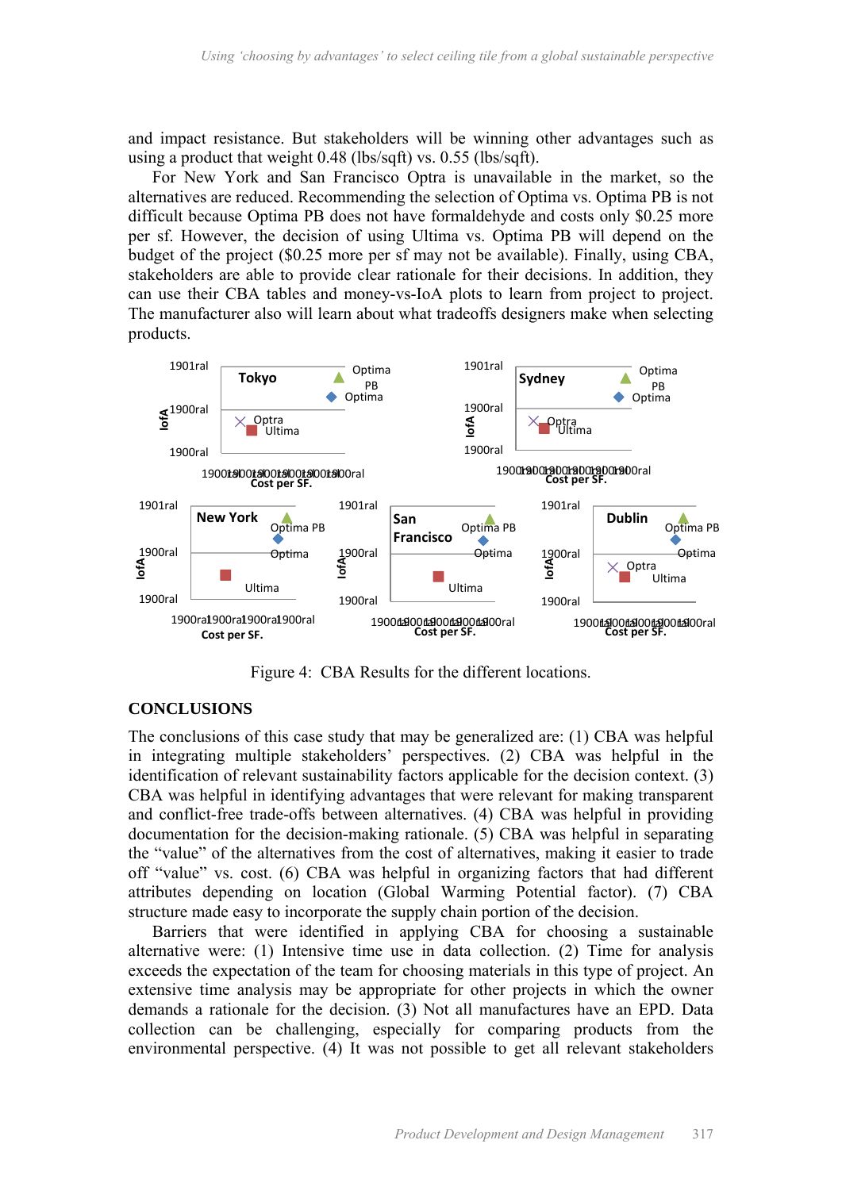and impact resistance. But stakeholders will be winning other advantages such as using a product that weight 0.48 (lbs/sqft) vs. 0.55 (lbs/sqft).

For New York and San Francisco Optra is unavailable in the market, so the alternatives are reduced. Recommending the selection of Optima vs. Optima PB is not difficult because Optima PB does not have formaldehyde and costs only $0.25 more per sf. However, the decision of using Ultima vs. Optima PB will depend on the budget of the project ($0.25 more per sf may not be available). Finally, using CBA, stakeholders are able to provide clear rationale for their decisions. In addition, they can use their CBA tables and money-vs-IoA plots to learn from project to project. The manufacturer also will learn about what tradeoffs designers make when selecting products.

Figure 4: CBA Results for the different locations.

## CONCLUSIONS

The conclusions of this case study that may be generalized are: (1) CBA was helpful in integrating multiple stakeholders' perspectives. (2) CBA was helpful in the identification of relevant sustainability factors applicable for the decision context. (3) CBA was helpful in identifying advantages that were relevant for making transparent and conflict-free trade-offs between alternatives. (4) CBA was helpful in providing documentation for the decision-making rationale. (5) CBA was helpful in separating the "value" of the alternatives from the cost of alternatives, making it easier to trade off "value" vs. cost. (6) CBA was helpful in organizing factors that had different attributes depending on location (Global Warming Potential factor). (7) CBA structure made easy to incorporate the supply chain portion of the decision.

Barriers that were identified in applying CBA for choosing a sustainable alternative were: (1) Intensive time use in data collection. (2) Time for analysis exceeds the expectation of the team for choosing materials in this type of project. An extensive time analysis may be appropriate for other projects in which the owner demands a rationale for the decision. (3) Not all manufactures have an EPD. Data collection can be challenging, especially for comparing products from the environmental perspective. (4) It was not possible to get all relevant stakeholders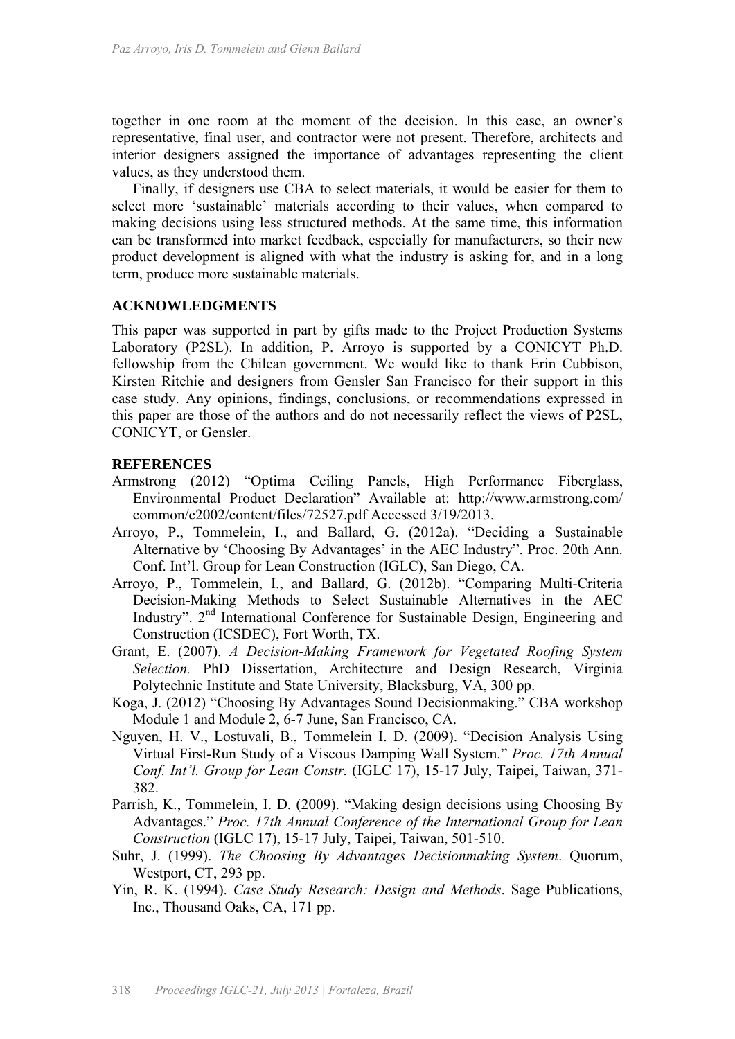together in one room at the moment of the decision. In this case, an owner's representative, final user, and contractor were not present. Therefore, architects and interior designers assigned the importance of advantages representing the client values, as they understood them.

Finally, if designers use CBA to select materials, it would be easier for them to select more 'sustainable' materials according to their values, when compared to making decisions using less structured methods. At the same time, this information can be transformed into market feedback, especially for manufacturers, so their new product development is aligned with what the industry is asking for, and in a long term, produce more sustainable materials.

## ACKNOWLEDGMENTS

This paper was supported in part by gifts made to the Project Production Systems Laboratory (P2SL). In addition, P. Arroyo is supported by a CONICYT Ph.D. fellowship from the Chilean government. We would like to thank Erin Cubbison, Kirsten Ritchie and designers from Gensler San Francisco for their support in this case study. Any opinions, findings, conclusions, or recommendations expressed in this paper are those of the authors and do not necessarily reflect the views of P2SL, CONICYT, or Gensler.

## REFERENCES

Armstrong (2012) "Optima Ceiling Panels, High Performance Fiberglass, Environmental Product Declaration" Available at: http://www.armstrong.com/common/c2002/content/files/72527.pdf Accessed 3/19/2013.

Arroyo, P., Tommelein, I., and Ballard, G. (2012a). "Deciding a Sustainable Alternative by 'Choosing By Advantages' in the AEC Industry". Proc. 20th Ann. Conf. Int'l. Group for Lean Construction (IGLC), San Diego, CA.

Arroyo, P., Tommelein, I., and Ballard, G. (2012b). "Comparing Multi-Criteria Decision-Making Methods to Select Sustainable Alternatives in the AEC Industry". 2nd International Conference for Sustainable Design, Engineering and Construction (ICSDEC), Fort Worth, TX.

Grant, E. (2007). *A Decision-Making Framework for Vegetated Roofing System Selection.* PhD Dissertation, Architecture and Design Research, Virginia Polytechnic Institute and State University, Blacksburg, VA, 300 pp.

Koga, J. (2012) "Choosing By Advantages Sound Decisionmaking." CBA workshop Module 1 and Module 2, 6-7 June, San Francisco, CA.

Nguyen, H. V., Lostuvali, B., Tommelein I. D. (2009). "Decision Analysis Using Virtual First-Run Study of a Viscous Damping Wall System." *Proc. 17th Annual Conf. Int'l. Group for Lean Constr.* (IGLC 17), 15-17 July, Taipei, Taiwan, 371-382.

Parrish, K., Tommelein, I. D. (2009). "Making design decisions using Choosing By Advantages." *Proc. 17th Annual Conference of the International Group for Lean Construction* (IGLC 17), 15-17 July, Taipei, Taiwan, 501-510.

Suhr, J. (1999). *The Choosing By Advantages Decisionmaking System*. Quorum, Westport, CT, 293 pp.

Yin, R. K. (1994). *Case Study Research: Design and Methods*. Sage Publications, Inc., Thousand Oaks, CA, 171 pp.